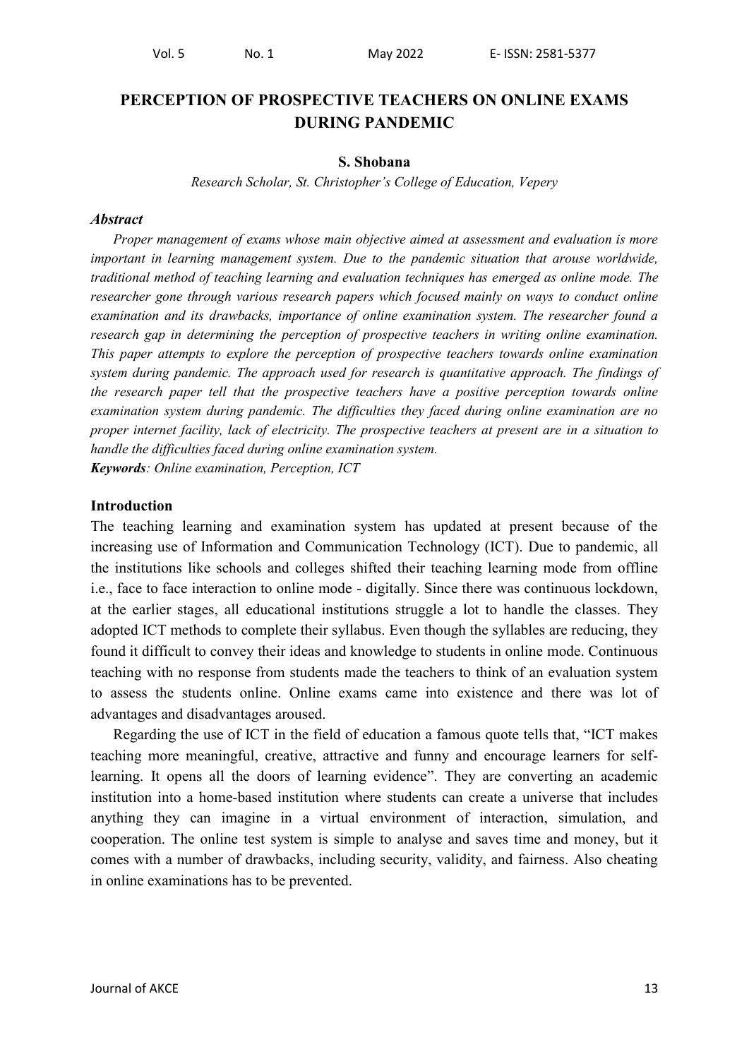# PERCEPTION OF PROSPECTIVE TEACHERS ON ONLINE EXAMS DURING PANDEMIC

**S. Shobana**

*Research Scholar, St. Christopher's College of Education, Vepery*

### *Abstract*

*Proper management of exams whose main objective aimed at assessment and evaluation is more important in learning management system. Due to the pandemic situation that arouse worldwide, traditional method of teaching learning and evaluation techniques has emerged as online mode. The researcher gone through various research papers which focused mainly on ways to conduct online examination and its drawbacks, importance of online examination system. The researcher found a research gap in determining the perception of prospective teachers in writing online examination. This paper attempts to explore the perception of prospective teachers towards online examination system during pandemic. The approach used for research is quantitative approach. The findings of the research paper tell that the prospective teachers have a positive perception towards online examination system during pandemic. The difficulties they faced during online examination are no proper internet facility, lack of electricity. The prospective teachers at present are in a situation to handle the difficulties faced during online examination system.*

***Keywords****: Online examination, Perception, ICT*

## Introduction

The teaching learning and examination system has updated at present because of the increasing use of Information and Communication Technology (ICT). Due to pandemic, all the institutions like schools and colleges shifted their teaching learning mode from offline i.e., face to face interaction to online mode - digitally. Since there was continuous lockdown, at the earlier stages, all educational institutions struggle a lot to handle the classes. They adopted ICT methods to complete their syllabus. Even though the syllables are reducing, they found it difficult to convey their ideas and knowledge to students in online mode. Continuous teaching with no response from students made the teachers to think of an evaluation system to assess the students online. Online exams came into existence and there was lot of advantages and disadvantages aroused.

Regarding the use of ICT in the field of education a famous quote tells that, "ICT makes teaching more meaningful, creative, attractive and funny and encourage learners for self-learning. It opens all the doors of learning evidence". They are converting an academic institution into a home-based institution where students can create a universe that includes anything they can imagine in a virtual environment of interaction, simulation, and cooperation. The online test system is simple to analyse and saves time and money, but it comes with a number of drawbacks, including security, validity, and fairness. Also cheating in online examinations has to be prevented.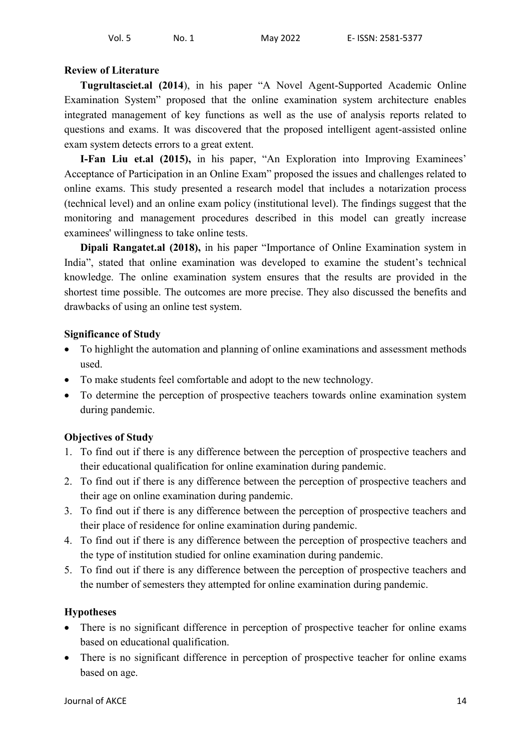**Review of Literature**

**Tugrultasciet.al (2014**), in his paper "A Novel Agent-Supported Academic Online Examination System" proposed that the online examination system architecture enables integrated management of key functions as well as the use of analysis reports related to questions and exams. It was discovered that the proposed intelligent agent-assisted online exam system detects errors to a great extent.

**I-Fan Liu et.al (2015),** in his paper, "An Exploration into Improving Examinees' Acceptance of Participation in an Online Exam" proposed the issues and challenges related to online exams. This study presented a research model that includes a notarization process (technical level) and an online exam policy (institutional level). The findings suggest that the monitoring and management procedures described in this model can greatly increase examinees' willingness to take online tests.

**Dipali Rangatet.al (2018),** in his paper "Importance of Online Examination system in India", stated that online examination was developed to examine the student's technical knowledge. The online examination system ensures that the results are provided in the shortest time possible. The outcomes are more precise. They also discussed the benefits and drawbacks of using an online test system.

**Significance of Study**

- To highlight the automation and planning of online examinations and assessment methods used.
- To make students feel comfortable and adopt to the new technology.
- To determine the perception of prospective teachers towards online examination system during pandemic.

**Objectives of Study**

1. To find out if there is any difference between the perception of prospective teachers and their educational qualification for online examination during pandemic.
2. To find out if there is any difference between the perception of prospective teachers and their age on online examination during pandemic.
3. To find out if there is any difference between the perception of prospective teachers and their place of residence for online examination during pandemic.
4. To find out if there is any difference between the perception of prospective teachers and the type of institution studied for online examination during pandemic.
5. To find out if there is any difference between the perception of prospective teachers and the number of semesters they attempted for online examination during pandemic.

**Hypotheses**

- There is no significant difference in perception of prospective teacher for online exams based on educational qualification.
- There is no significant difference in perception of prospective teacher for online exams based on age.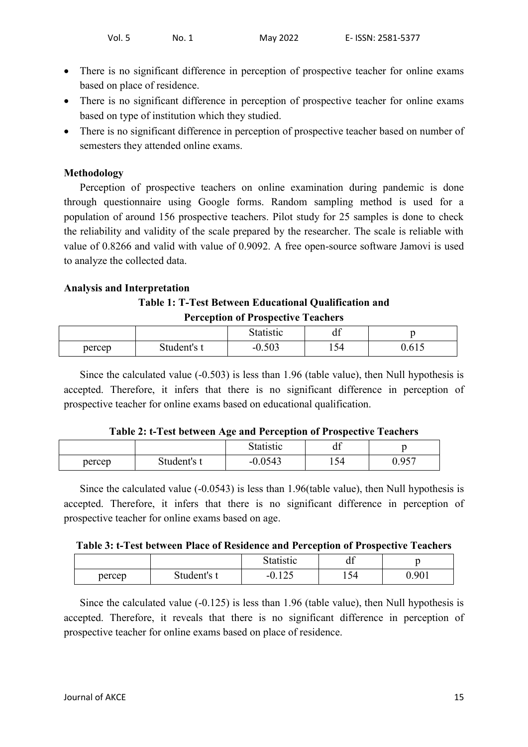- There is no significant difference in perception of prospective teacher for online exams based on place of residence.
- There is no significant difference in perception of prospective teacher for online exams based on type of institution which they studied.
- There is no significant difference in perception of prospective teacher based on number of semesters they attended online exams.

**Methodology**

Perception of prospective teachers on online examination during pandemic is done through questionnaire using Google forms. Random sampling method is used for a population of around 156 prospective teachers. Pilot study for 25 samples is done to check the reliability and validity of the scale prepared by the researcher. The scale is reliable with value of 0.8266 and valid with value of 0.9092. A free open-source software Jamovi is used to analyze the collected data.

**Analysis and Interpretation**

**Table 1: T-Test Between Educational Qualification and Perception of Prospective Teachers**

| | | Statistic | df | p |
|---|---|---|---|---|
| percep | Student's t | -0.503 | 154 | 0.615 |

Since the calculated value (-0.503) is less than 1.96 (table value), then Null hypothesis is accepted. Therefore, it infers that there is no significant difference in perception of prospective teacher for online exams based on educational qualification.

**Table 2: t-Test between Age and Perception of Prospective Teachers**

| | | Statistic | df | p |
|---|---|---|---|---|
| percep | Student's t | -0.0543 | 154 | 0.957 |

Since the calculated value (-0.0543) is less than 1.96(table value), then Null hypothesis is accepted. Therefore, it infers that there is no significant difference in perception of prospective teacher for online exams based on age.

**Table 3: t-Test between Place of Residence and Perception of Prospective Teachers**

| | | Statistic | df | p |
|---|---|---|---|---|
| percep | Student's t | -0.125 | 154 | 0.901 |

Since the calculated value (-0.125) is less than 1.96 (table value), then Null hypothesis is accepted. Therefore, it reveals that there is no significant difference in perception of prospective teacher for online exams based on place of residence.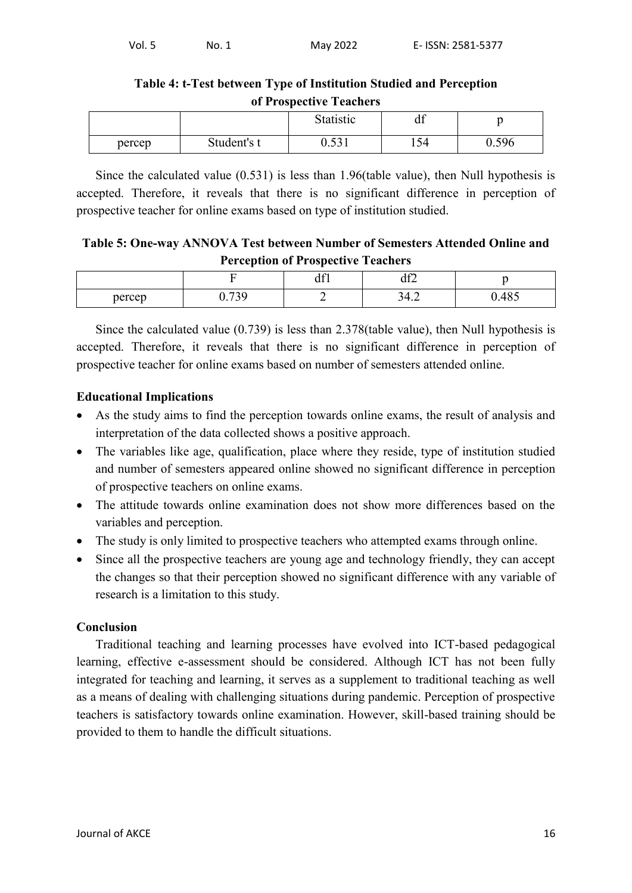**Table 4: t-Test between Type of Institution Studied and Perception of Prospective Teachers**

| | | Statistic | df | p |
|---|---|---|---|---|
| percep | Student's t | 0.531 | 154 | 0.596 |

Since the calculated value (0.531) is less than 1.96(table value), then Null hypothesis is accepted. Therefore, it reveals that there is no significant difference in perception of prospective teacher for online exams based on type of institution studied.

**Table 5: One-way ANNOVA Test between Number of Semesters Attended Online and Perception of Prospective Teachers**

| | F | df1 | df2 | p |
|---|---|---|---|---|
| percep | 0.739 | 2 | 34.2 | 0.485 |

Since the calculated value (0.739) is less than 2.378(table value), then Null hypothesis is accepted. Therefore, it reveals that there is no significant difference in perception of prospective teacher for online exams based on number of semesters attended online.

**Educational Implications**

- As the study aims to find the perception towards online exams, the result of analysis and interpretation of the data collected shows a positive approach.
- The variables like age, qualification, place where they reside, type of institution studied and number of semesters appeared online showed no significant difference in perception of prospective teachers on online exams.
- The attitude towards online examination does not show more differences based on the variables and perception.
- The study is only limited to prospective teachers who attempted exams through online.
- Since all the prospective teachers are young age and technology friendly, they can accept the changes so that their perception showed no significant difference with any variable of research is a limitation to this study.

**Conclusion**

Traditional teaching and learning processes have evolved into ICT-based pedagogical learning, effective e-assessment should be considered. Although ICT has not been fully integrated for teaching and learning, it serves as a supplement to traditional teaching as well as a means of dealing with challenging situations during pandemic. Perception of prospective teachers is satisfactory towards online examination. However, skill-based training should be provided to them to handle the difficult situations.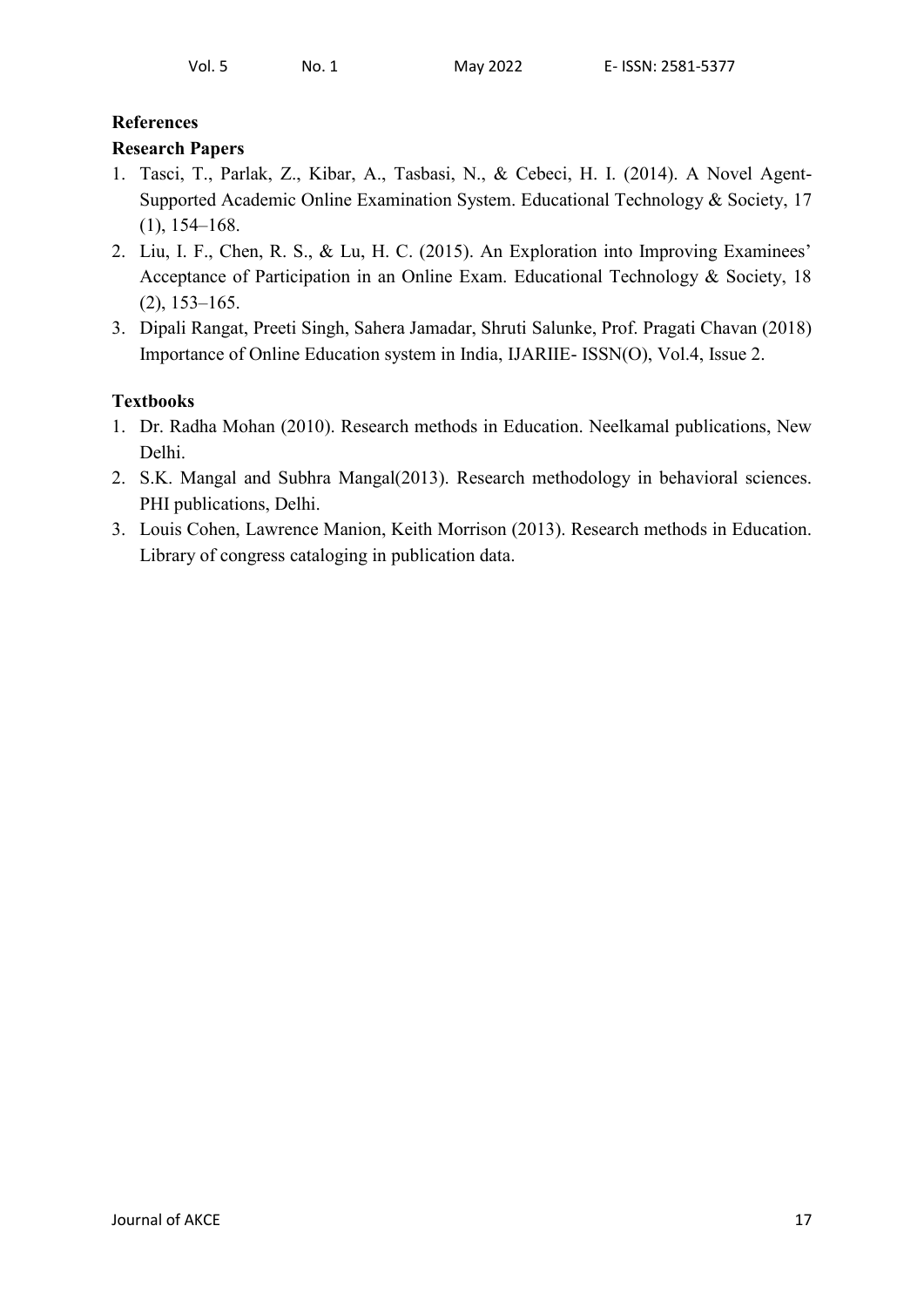## References

### Research Papers

1. Tasci, T., Parlak, Z., Kibar, A., Tasbasi, N., & Cebeci, H. I. (2014). A Novel Agent-Supported Academic Online Examination System. Educational Technology & Society, 17 (1), 154–168.
2. Liu, I. F., Chen, R. S., & Lu, H. C. (2015). An Exploration into Improving Examinees' Acceptance of Participation in an Online Exam. Educational Technology & Society, 18 (2), 153–165.
3. Dipali Rangat, Preeti Singh, Sahera Jamadar, Shruti Salunke, Prof. Pragati Chavan (2018) Importance of Online Education system in India, IJARIIE- ISSN(O), Vol.4, Issue 2.

### Textbooks

1. Dr. Radha Mohan (2010). Research methods in Education. Neelkamal publications, New Delhi.
2. S.K. Mangal and Subhra Mangal(2013). Research methodology in behavioral sciences. PHI publications, Delhi.
3. Louis Cohen, Lawrence Manion, Keith Morrison (2013). Research methods in Education. Library of congress cataloging in publication data.